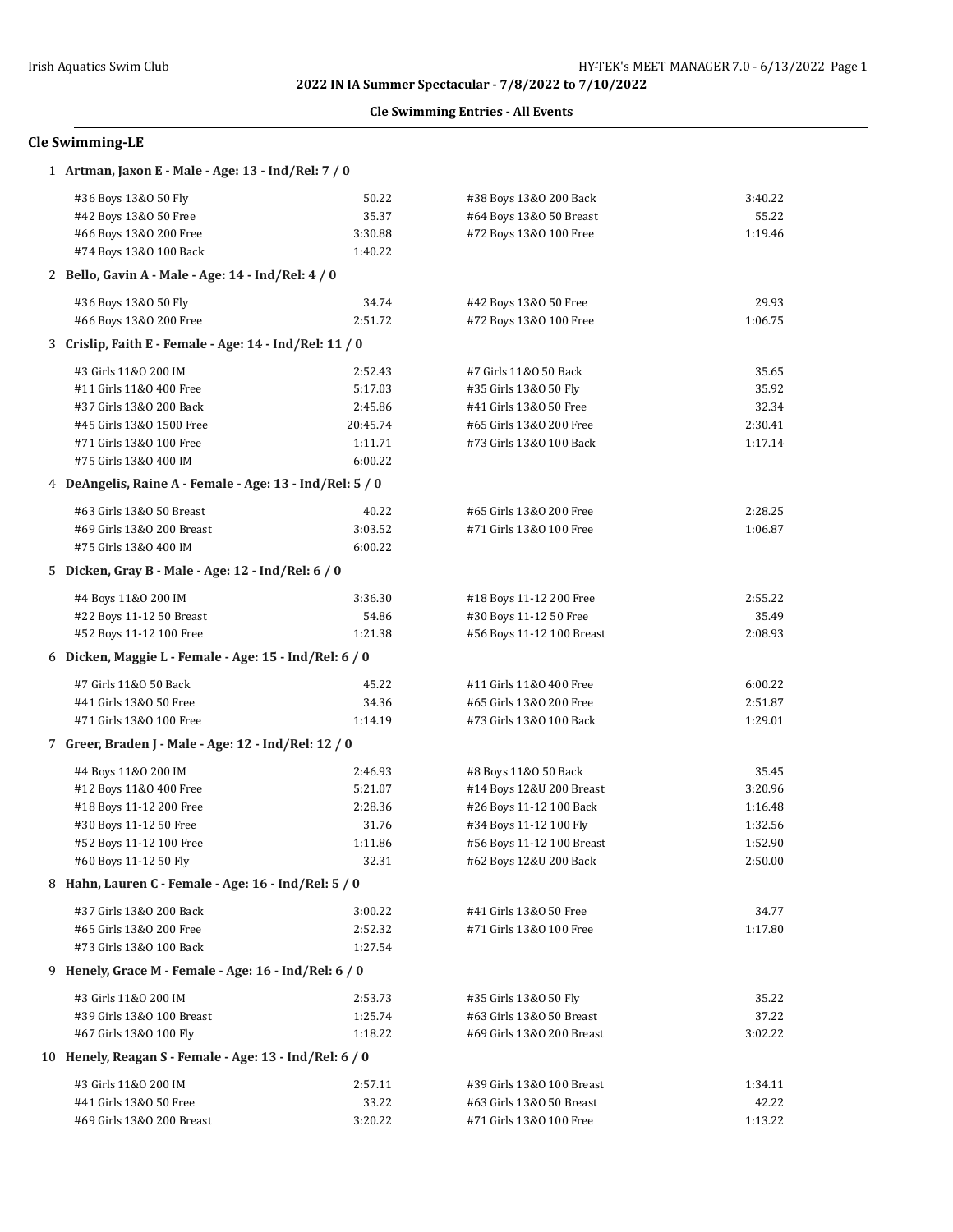**2022 IN IA Summer Spectacular - 7/8/2022 to 7/10/2022**

**Cle Swimming Entries - All Events**

## Cle Swimming-LE

### 1 Artman, Jaxon E - Male - Age: 13 - Ind/Rel: 7 / 0

| Event | Time | Event | Time |
|---|---|---|---|
| #36 Boys 13&O 50 Fly | 50.22 | #38 Boys 13&O 200 Back | 3:40.22 |
| #42 Boys 13&O 50 Free | 35.37 | #64 Boys 13&O 50 Breast | 55.22 |
| #66 Boys 13&O 200 Free | 3:30.88 | #72 Boys 13&O 100 Free | 1:19.46 |
| #74 Boys 13&O 100 Back | 1:40.22 | | |

### 2 Bello, Gavin A - Male - Age: 14 - Ind/Rel: 4 / 0

| Event | Time | Event | Time |
|---|---|---|---|
| #36 Boys 13&O 50 Fly | 34.74 | #42 Boys 13&O 50 Free | 29.93 |
| #66 Boys 13&O 200 Free | 2:51.72 | #72 Boys 13&O 100 Free | 1:06.75 |

### 3 Crislip, Faith E - Female - Age: 14 - Ind/Rel: 11 / 0

| Event | Time | Event | Time |
|---|---|---|---|
| #3 Girls 11&O 200 IM | 2:52.43 | #7 Girls 11&O 50 Back | 35.65 |
| #11 Girls 11&O 400 Free | 5:17.03 | #35 Girls 13&O 50 Fly | 35.92 |
| #37 Girls 13&O 200 Back | 2:45.86 | #41 Girls 13&O 50 Free | 32.34 |
| #45 Girls 13&O 1500 Free | 20:45.74 | #65 Girls 13&O 200 Free | 2:30.41 |
| #71 Girls 13&O 100 Free | 1:11.71 | #73 Girls 13&O 100 Back | 1:17.14 |
| #75 Girls 13&O 400 IM | 6:00.22 | | |

### 4 DeAngelis, Raine A - Female - Age: 13 - Ind/Rel: 5 / 0

| Event | Time | Event | Time |
|---|---|---|---|
| #63 Girls 13&O 50 Breast | 40.22 | #65 Girls 13&O 200 Free | 2:28.25 |
| #69 Girls 13&O 200 Breast | 3:03.52 | #71 Girls 13&O 100 Free | 1:06.87 |
| #75 Girls 13&O 400 IM | 6:00.22 | | |

### 5 Dicken, Gray B - Male - Age: 12 - Ind/Rel: 6 / 0

| Event | Time | Event | Time |
|---|---|---|---|
| #4 Boys 11&O 200 IM | 3:36.30 | #18 Boys 11-12 200 Free | 2:55.22 |
| #22 Boys 11-12 50 Breast | 54.86 | #30 Boys 11-12 50 Free | 35.49 |
| #52 Boys 11-12 100 Free | 1:21.38 | #56 Boys 11-12 100 Breast | 2:08.93 |

### 6 Dicken, Maggie L - Female - Age: 15 - Ind/Rel: 6 / 0

| Event | Time | Event | Time |
|---|---|---|---|
| #7 Girls 11&O 50 Back | 45.22 | #11 Girls 11&O 400 Free | 6:00.22 |
| #41 Girls 13&O 50 Free | 34.36 | #65 Girls 13&O 200 Free | 2:51.87 |
| #71 Girls 13&O 100 Free | 1:14.19 | #73 Girls 13&O 100 Back | 1:29.01 |

### 7 Greer, Braden J - Male - Age: 12 - Ind/Rel: 12 / 0

| Event | Time | Event | Time |
|---|---|---|---|
| #4 Boys 11&O 200 IM | 2:46.93 | #8 Boys 11&O 50 Back | 35.45 |
| #12 Boys 11&O 400 Free | 5:21.07 | #14 Boys 12&U 200 Breast | 3:20.96 |
| #18 Boys 11-12 200 Free | 2:28.36 | #26 Boys 11-12 100 Back | 1:16.48 |
| #30 Boys 11-12 50 Free | 31.76 | #34 Boys 11-12 100 Fly | 1:32.56 |
| #52 Boys 11-12 100 Free | 1:11.86 | #56 Boys 11-12 100 Breast | 1:52.90 |
| #60 Boys 11-12 50 Fly | 32.31 | #62 Boys 12&U 200 Back | 2:50.00 |

### 8 Hahn, Lauren C - Female - Age: 16 - Ind/Rel: 5 / 0

| Event | Time | Event | Time |
|---|---|---|---|
| #37 Girls 13&O 200 Back | 3:00.22 | #41 Girls 13&O 50 Free | 34.77 |
| #65 Girls 13&O 200 Free | 2:52.32 | #71 Girls 13&O 100 Free | 1:17.80 |
| #73 Girls 13&O 100 Back | 1:27.54 | | |

### 9 Henely, Grace M - Female - Age: 16 - Ind/Rel: 6 / 0

| Event | Time | Event | Time |
|---|---|---|---|
| #3 Girls 11&O 200 IM | 2:53.73 | #35 Girls 13&O 50 Fly | 35.22 |
| #39 Girls 13&O 100 Breast | 1:25.74 | #63 Girls 13&O 50 Breast | 37.22 |
| #67 Girls 13&O 100 Fly | 1:18.22 | #69 Girls 13&O 200 Breast | 3:02.22 |

### 10 Henely, Reagan S - Female - Age: 13 - Ind/Rel: 6 / 0

| Event | Time | Event | Time |
|---|---|---|---|
| #3 Girls 11&O 200 IM | 2:57.11 | #39 Girls 13&O 100 Breast | 1:34.11 |
| #41 Girls 13&O 50 Free | 33.22 | #63 Girls 13&O 50 Breast | 42.22 |
| #69 Girls 13&O 200 Breast | 3:20.22 | #71 Girls 13&O 100 Free | 1:13.22 |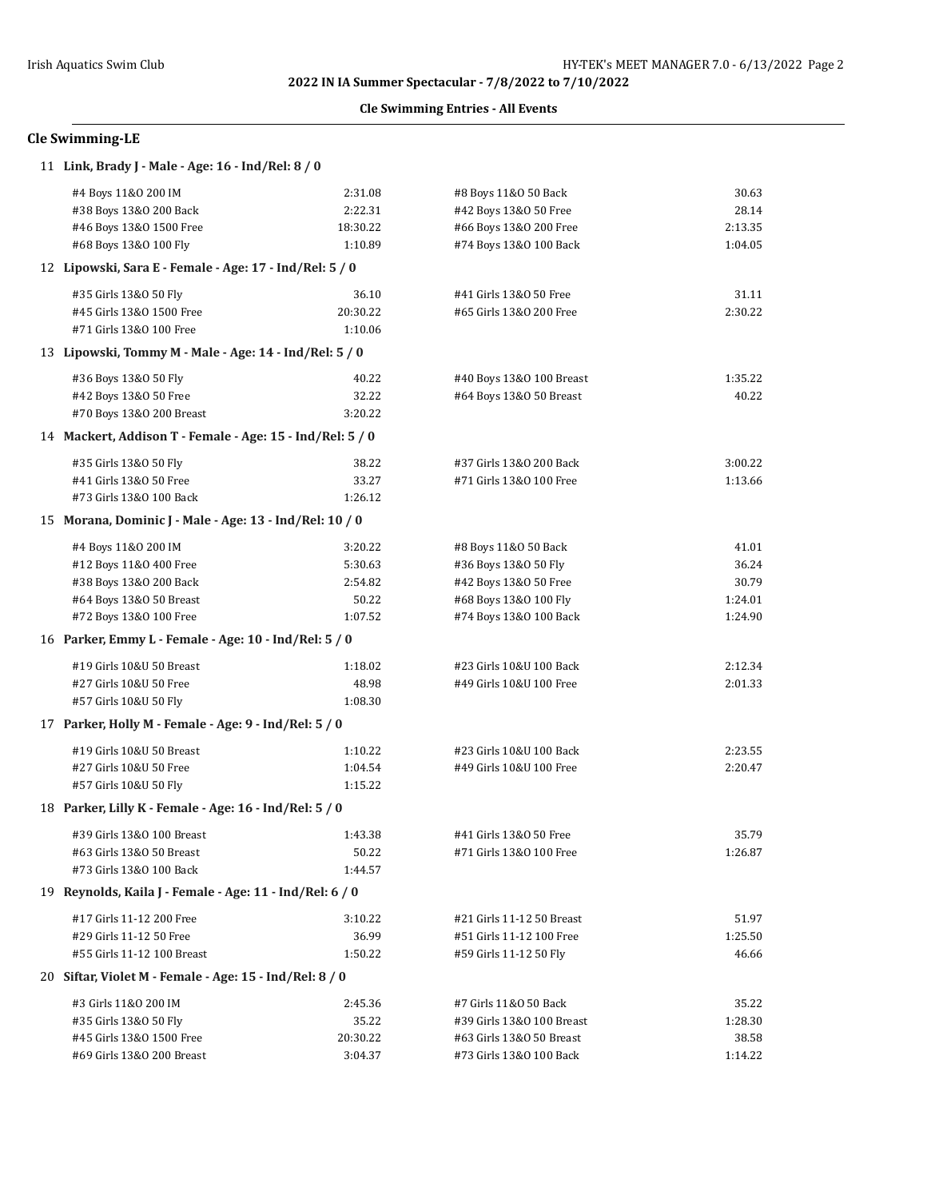## Cle Swimming-LE

### 11 Link, Brady J - Male - Age: 16 - Ind/Rel: 8 / 0

| Event | Time | Event | Time |
|---|---|---|---|
| #4 Boys 11&O 200 IM | 2:31.08 | #8 Boys 11&O 50 Back | 30.63 |
| #38 Boys 13&O 200 Back | 2:22.31 | #42 Boys 13&O 50 Free | 28.14 |
| #46 Boys 13&O 1500 Free | 18:30.22 | #66 Boys 13&O 200 Free | 2:13.35 |
| #68 Boys 13&O 100 Fly | 1:10.89 | #74 Boys 13&O 100 Back | 1:04.05 |

### 12 Lipowski, Sara E - Female - Age: 17 - Ind/Rel: 5 / 0

| Event | Time | Event | Time |
|---|---|---|---|
| #35 Girls 13&O 50 Fly | 36.10 | #41 Girls 13&O 50 Free | 31.11 |
| #45 Girls 13&O 1500 Free | 20:30.22 | #65 Girls 13&O 200 Free | 2:30.22 |
| #71 Girls 13&O 100 Free | 1:10.06 | | |

### 13 Lipowski, Tommy M - Male - Age: 14 - Ind/Rel: 5 / 0

| Event | Time | Event | Time |
|---|---|---|---|
| #36 Boys 13&O 50 Fly | 40.22 | #40 Boys 13&O 100 Breast | 1:35.22 |
| #42 Boys 13&O 50 Free | 32.22 | #64 Boys 13&O 50 Breast | 40.22 |
| #70 Boys 13&O 200 Breast | 3:20.22 | | |

### 14 Mackert, Addison T - Female - Age: 15 - Ind/Rel: 5 / 0

| Event | Time | Event | Time |
|---|---|---|---|
| #35 Girls 13&O 50 Fly | 38.22 | #37 Girls 13&O 200 Back | 3:00.22 |
| #41 Girls 13&O 50 Free | 33.27 | #71 Girls 13&O 100 Free | 1:13.66 |
| #73 Girls 13&O 100 Back | 1:26.12 | | |

### 15 Morana, Dominic J - Male - Age: 13 - Ind/Rel: 10 / 0

| Event | Time | Event | Time |
|---|---|---|---|
| #4 Boys 11&O 200 IM | 3:20.22 | #8 Boys 11&O 50 Back | 41.01 |
| #12 Boys 11&O 400 Free | 5:30.63 | #36 Boys 13&O 50 Fly | 36.24 |
| #38 Boys 13&O 200 Back | 2:54.82 | #42 Boys 13&O 50 Free | 30.79 |
| #64 Boys 13&O 50 Breast | 50.22 | #68 Boys 13&O 100 Fly | 1:24.01 |
| #72 Boys 13&O 100 Free | 1:07.52 | #74 Boys 13&O 100 Back | 1:24.90 |

### 16 Parker, Emmy L - Female - Age: 10 - Ind/Rel: 5 / 0

| Event | Time | Event | Time |
|---|---|---|---|
| #19 Girls 10&U 50 Breast | 1:18.02 | #23 Girls 10&U 100 Back | 2:12.34 |
| #27 Girls 10&U 50 Free | 48.98 | #49 Girls 10&U 100 Free | 2:01.33 |
| #57 Girls 10&U 50 Fly | 1:08.30 | | |

### 17 Parker, Holly M - Female - Age: 9 - Ind/Rel: 5 / 0

| Event | Time | Event | Time |
|---|---|---|---|
| #19 Girls 10&U 50 Breast | 1:10.22 | #23 Girls 10&U 100 Back | 2:23.55 |
| #27 Girls 10&U 50 Free | 1:04.54 | #49 Girls 10&U 100 Free | 2:20.47 |
| #57 Girls 10&U 50 Fly | 1:15.22 | | |

### 18 Parker, Lilly K - Female - Age: 16 - Ind/Rel: 5 / 0

| Event | Time | Event | Time |
|---|---|---|---|
| #39 Girls 13&O 100 Breast | 1:43.38 | #41 Girls 13&O 50 Free | 35.79 |
| #63 Girls 13&O 50 Breast | 50.22 | #71 Girls 13&O 100 Free | 1:26.87 |
| #73 Girls 13&O 100 Back | 1:44.57 | | |

### 19 Reynolds, Kaila J - Female - Age: 11 - Ind/Rel: 6 / 0

| Event | Time | Event | Time |
|---|---|---|---|
| #17 Girls 11-12 200 Free | 3:10.22 | #21 Girls 11-12 50 Breast | 51.97 |
| #29 Girls 11-12 50 Free | 36.99 | #51 Girls 11-12 100 Free | 1:25.50 |
| #55 Girls 11-12 100 Breast | 1:50.22 | #59 Girls 11-12 50 Fly | 46.66 |

### 20 Siftar, Violet M - Female - Age: 15 - Ind/Rel: 8 / 0

| Event | Time | Event | Time |
|---|---|---|---|
| #3 Girls 11&O 200 IM | 2:45.36 | #7 Girls 11&O 50 Back | 35.22 |
| #35 Girls 13&O 50 Fly | 35.22 | #39 Girls 13&O 100 Breast | 1:28.30 |
| #45 Girls 13&O 1500 Free | 20:30.22 | #63 Girls 13&O 50 Breast | 38.58 |
| #69 Girls 13&O 200 Breast | 3:04.37 | #73 Girls 13&O 100 Back | 1:14.22 |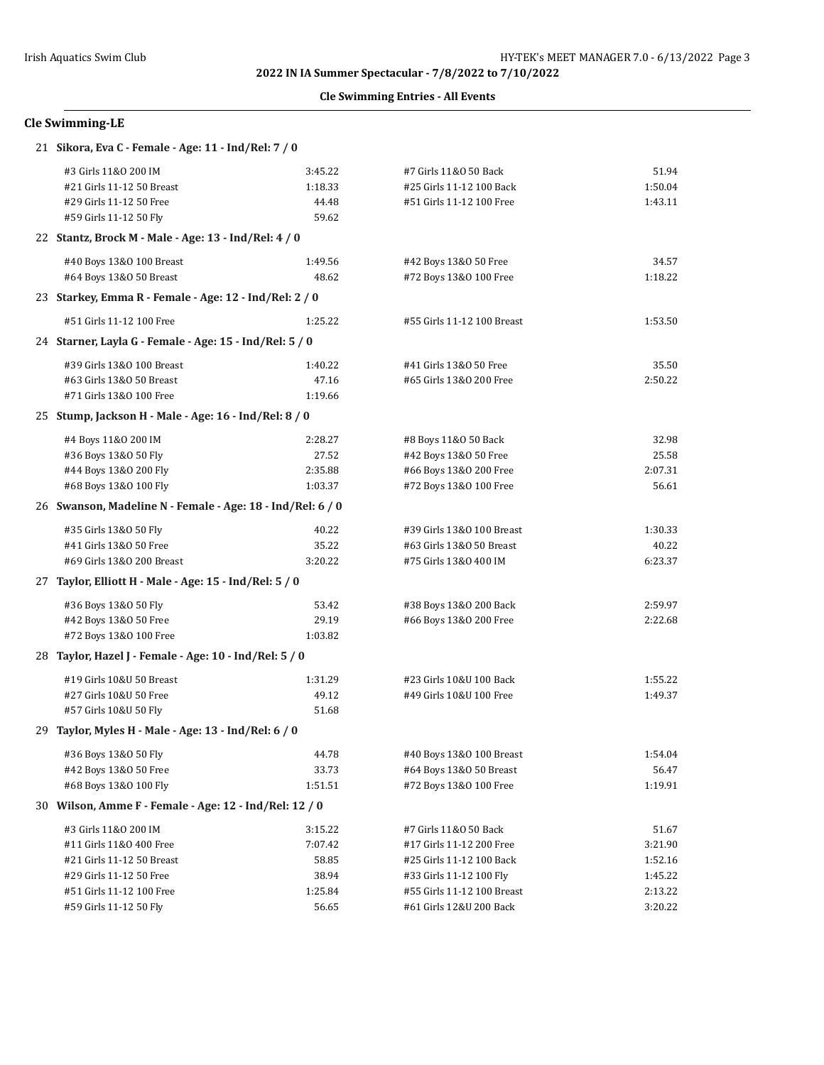**2022 IN IA Summer Spectacular - 7/8/2022 to 7/10/2022**

**Cle Swimming Entries - All Events**

## Cle Swimming-LE

**21 Sikora, Eva C - Female - Age: 11 - Ind/Rel: 7 / 0**

| Event | Time | Event | Time |
|---|---|---|---|
| #3 Girls 11&O 200 IM | 3:45.22 | #7 Girls 11&O 50 Back | 51.94 |
| #21 Girls 11-12 50 Breast | 1:18.33 | #25 Girls 11-12 100 Back | 1:50.04 |
| #29 Girls 11-12 50 Free | 44.48 | #51 Girls 11-12 100 Free | 1:43.11 |
| #59 Girls 11-12 50 Fly | 59.62 | | |

**22 Stantz, Brock M - Male - Age: 13 - Ind/Rel: 4 / 0**

| Event | Time | Event | Time |
|---|---|---|---|
| #40 Boys 13&O 100 Breast | 1:49.56 | #42 Boys 13&O 50 Free | 34.57 |
| #64 Boys 13&O 50 Breast | 48.62 | #72 Boys 13&O 100 Free | 1:18.22 |

**23 Starkey, Emma R - Female - Age: 12 - Ind/Rel: 2 / 0**

| Event | Time | Event | Time |
|---|---|---|---|
| #51 Girls 11-12 100 Free | 1:25.22 | #55 Girls 11-12 100 Breast | 1:53.50 |

**24 Starner, Layla G - Female - Age: 15 - Ind/Rel: 5 / 0**

| Event | Time | Event | Time |
|---|---|---|---|
| #39 Girls 13&O 100 Breast | 1:40.22 | #41 Girls 13&O 50 Free | 35.50 |
| #63 Girls 13&O 50 Breast | 47.16 | #65 Girls 13&O 200 Free | 2:50.22 |
| #71 Girls 13&O 100 Free | 1:19.66 | | |

**25 Stump, Jackson H - Male - Age: 16 - Ind/Rel: 8 / 0**

| Event | Time | Event | Time |
|---|---|---|---|
| #4 Boys 11&O 200 IM | 2:28.27 | #8 Boys 11&O 50 Back | 32.98 |
| #36 Boys 13&O 50 Fly | 27.52 | #42 Boys 13&O 50 Free | 25.58 |
| #44 Boys 13&O 200 Fly | 2:35.88 | #66 Boys 13&O 200 Free | 2:07.31 |
| #68 Boys 13&O 100 Fly | 1:03.37 | #72 Boys 13&O 100 Free | 56.61 |

**26 Swanson, Madeline N - Female - Age: 18 - Ind/Rel: 6 / 0**

| Event | Time | Event | Time |
|---|---|---|---|
| #35 Girls 13&O 50 Fly | 40.22 | #39 Girls 13&O 100 Breast | 1:30.33 |
| #41 Girls 13&O 50 Free | 35.22 | #63 Girls 13&O 50 Breast | 40.22 |
| #69 Girls 13&O 200 Breast | 3:20.22 | #75 Girls 13&O 400 IM | 6:23.37 |

**27 Taylor, Elliott H - Male - Age: 15 - Ind/Rel: 5 / 0**

| Event | Time | Event | Time |
|---|---|---|---|
| #36 Boys 13&O 50 Fly | 53.42 | #38 Boys 13&O 200 Back | 2:59.97 |
| #42 Boys 13&O 50 Free | 29.19 | #66 Boys 13&O 200 Free | 2:22.68 |
| #72 Boys 13&O 100 Free | 1:03.82 | | |

**28 Taylor, Hazel J - Female - Age: 10 - Ind/Rel: 5 / 0**

| Event | Time | Event | Time |
|---|---|---|---|
| #19 Girls 10&U 50 Breast | 1:31.29 | #23 Girls 10&U 100 Back | 1:55.22 |
| #27 Girls 10&U 50 Free | 49.12 | #49 Girls 10&U 100 Free | 1:49.37 |
| #57 Girls 10&U 50 Fly | 51.68 | | |

**29 Taylor, Myles H - Male - Age: 13 - Ind/Rel: 6 / 0**

| Event | Time | Event | Time |
|---|---|---|---|
| #36 Boys 13&O 50 Fly | 44.78 | #40 Boys 13&O 100 Breast | 1:54.04 |
| #42 Boys 13&O 50 Free | 33.73 | #64 Boys 13&O 50 Breast | 56.47 |
| #68 Boys 13&O 100 Fly | 1:51.51 | #72 Boys 13&O 100 Free | 1:19.91 |

**30 Wilson, Amme F - Female - Age: 12 - Ind/Rel: 12 / 0**

| Event | Time | Event | Time |
|---|---|---|---|
| #3 Girls 11&O 200 IM | 3:15.22 | #7 Girls 11&O 50 Back | 51.67 |
| #11 Girls 11&O 400 Free | 7:07.42 | #17 Girls 11-12 200 Free | 3:21.90 |
| #21 Girls 11-12 50 Breast | 58.85 | #25 Girls 11-12 100 Back | 1:52.16 |
| #29 Girls 11-12 50 Free | 38.94 | #33 Girls 11-12 100 Fly | 1:45.22 |
| #51 Girls 11-12 100 Free | 1:25.84 | #55 Girls 11-12 100 Breast | 2:13.22 |
| #59 Girls 11-12 50 Fly | 56.65 | #61 Girls 12&U 200 Back | 3:20.22 |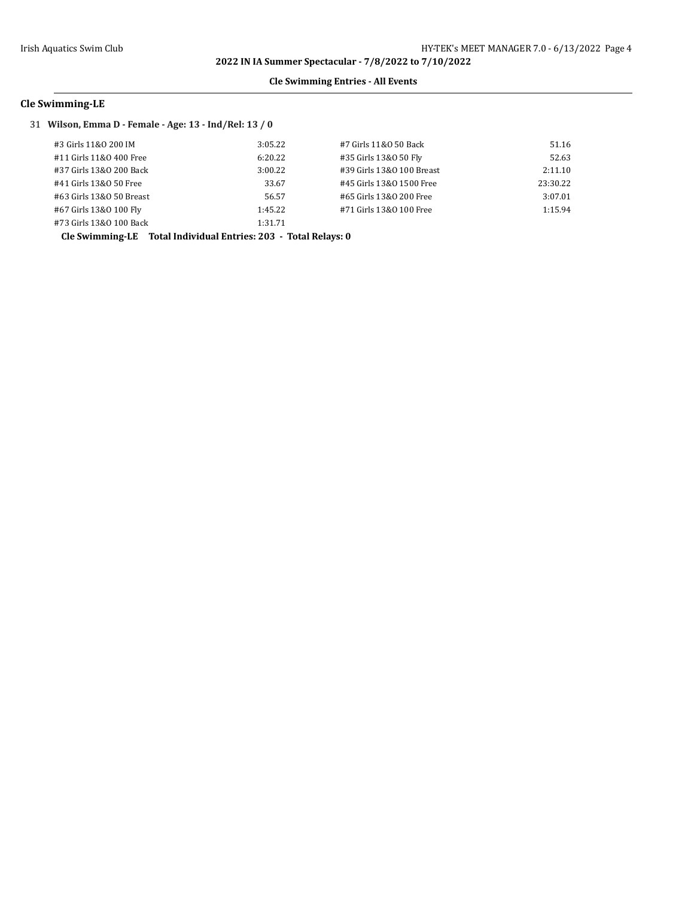## Cle Swimming-LE

**31 Wilson, Emma D - Female - Age: 13 - Ind/Rel: 13 / 0**

| | | | |
|---|---|---|---|
| #3 Girls 11&O 200 IM | 3:05.22 | #7 Girls 11&O 50 Back | 51.16 |
| #11 Girls 11&O 400 Free | 6:20.22 | #35 Girls 13&O 50 Fly | 52.63 |
| #37 Girls 13&O 200 Back | 3:00.22 | #39 Girls 13&O 100 Breast | 2:11.10 |
| #41 Girls 13&O 50 Free | 33.67 | #45 Girls 13&O 1500 Free | 23:30.22 |
| #63 Girls 13&O 50 Breast | 56.57 | #65 Girls 13&O 200 Free | 3:07.01 |
| #67 Girls 13&O 100 Fly | 1:45.22 | #71 Girls 13&O 100 Free | 1:15.94 |
| #73 Girls 13&O 100 Back | 1:31.71 | | |

**Cle Swimming-LE Total Individual Entries: 203 - Total Relays: 0**